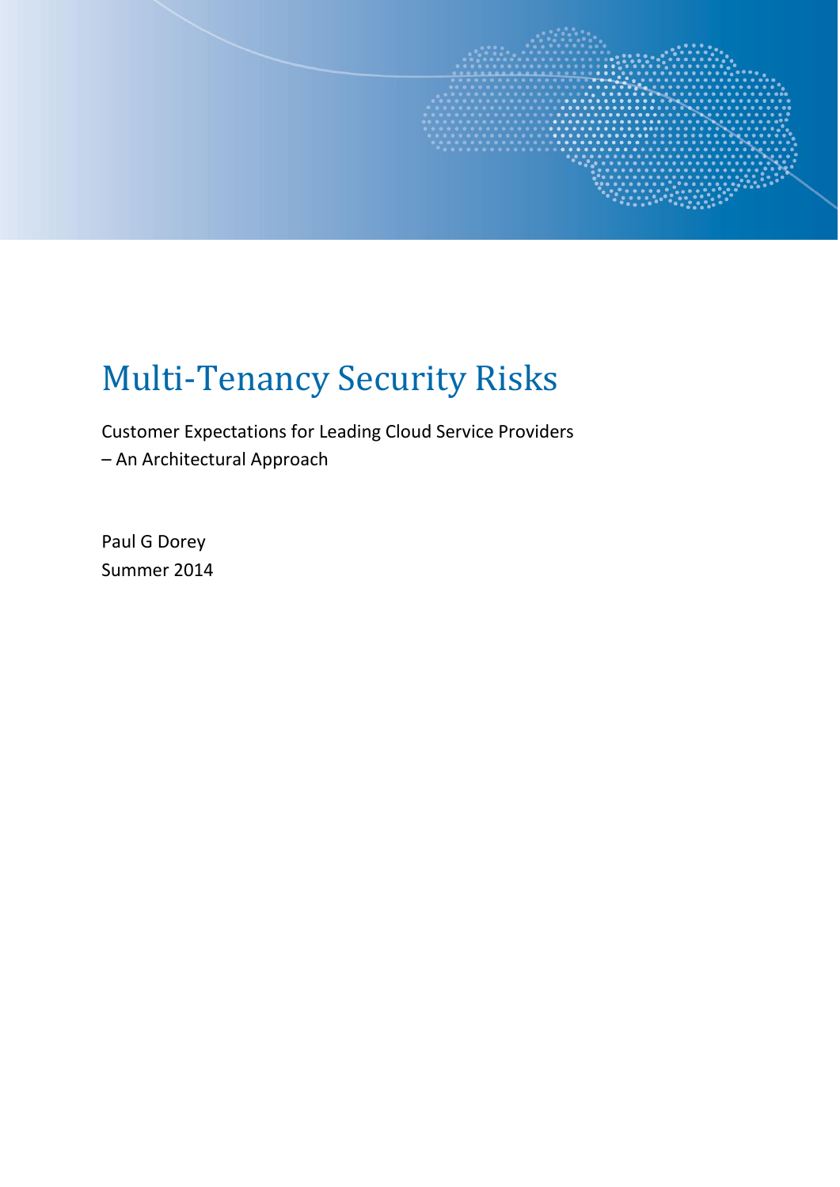# Multi-Tenancy Security Risks

Customer Expectations for Leading Cloud Service Providers
– An Architectural Approach

Paul G Dorey
Summer 2014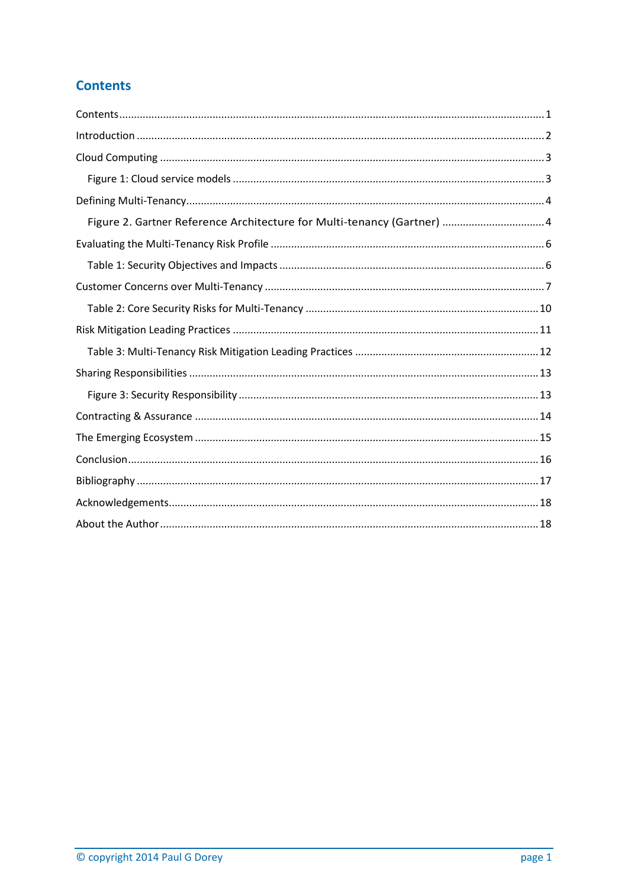## Contents

Contents ........ 1

Introduction ........ 2

Cloud Computing ........ 3

- Figure 1: Cloud service models ........ 3

Defining Multi-Tenancy ........ 4

- Figure 2. Gartner Reference Architecture for Multi-tenancy (Gartner) ........ 4

Evaluating the Multi-Tenancy Risk Profile ........ 6

- Table 1: Security Objectives and Impacts ........ 6

Customer Concerns over Multi-Tenancy ........ 7

- Table 2: Core Security Risks for Multi-Tenancy ........ 10

Risk Mitigation Leading Practices ........ 11

- Table 3: Multi-Tenancy Risk Mitigation Leading Practices ........ 12

Sharing Responsibilities ........ 13

- Figure 3: Security Responsibility ........ 13

Contracting & Assurance ........ 14

The Emerging Ecosystem ........ 15

Conclusion ........ 16

Bibliography ........ 17

Acknowledgements ........ 18

About the Author ........ 18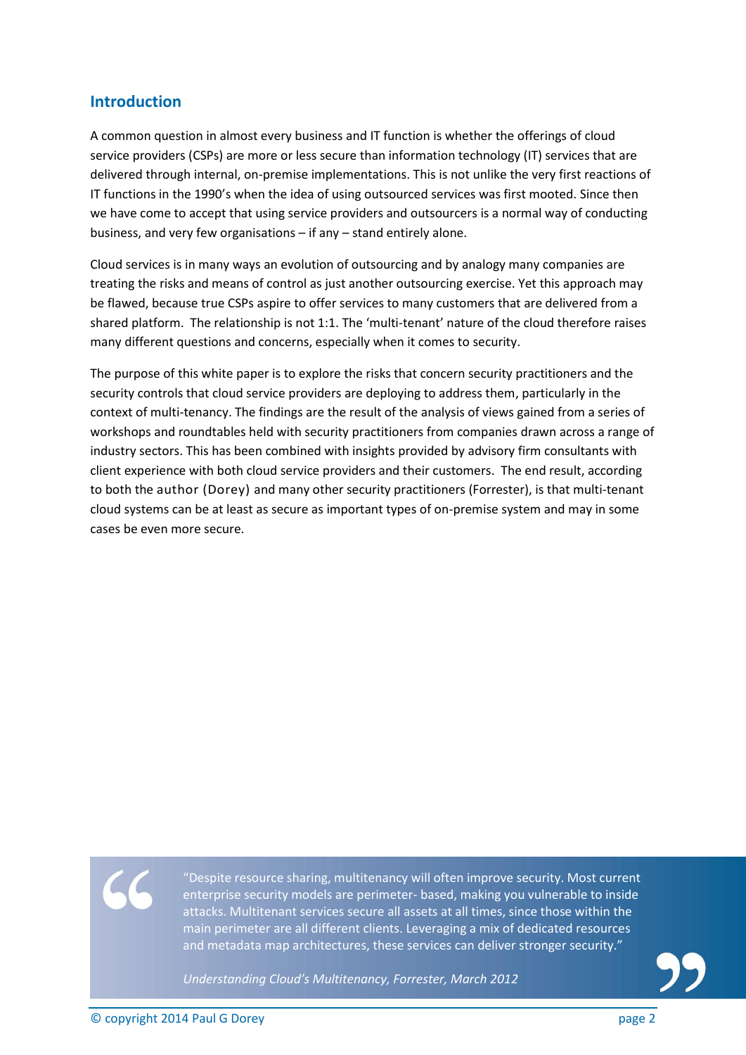## Introduction

A common question in almost every business and IT function is whether the offerings of cloud service providers (CSPs) are more or less secure than information technology (IT) services that are delivered through internal, on-premise implementations. This is not unlike the very first reactions of IT functions in the 1990's when the idea of using outsourced services was first mooted. Since then we have come to accept that using service providers and outsourcers is a normal way of conducting business, and very few organisations – if any – stand entirely alone.

Cloud services is in many ways an evolution of outsourcing and by analogy many companies are treating the risks and means of control as just another outsourcing exercise. Yet this approach may be flawed, because true CSPs aspire to offer services to many customers that are delivered from a shared platform. The relationship is not 1:1. The 'multi-tenant' nature of the cloud therefore raises many different questions and concerns, especially when it comes to security.

The purpose of this white paper is to explore the risks that concern security practitioners and the security controls that cloud service providers are deploying to address them, particularly in the context of multi-tenancy. The findings are the result of the analysis of views gained from a series of workshops and roundtables held with security practitioners from companies drawn across a range of industry sectors. This has been combined with insights provided by advisory firm consultants with client experience with both cloud service providers and their customers. The end result, according to both the author (Dorey) and many other security practitioners (Forrester), is that multi-tenant cloud systems can be at least as secure as important types of on-premise system and may in some cases be even more secure.

> "Despite resource sharing, multitenancy will often improve security. Most current enterprise security models are perimeter- based, making you vulnerable to inside attacks. Multitenant services secure all assets at all times, since those within the main perimeter are all different clients. Leveraging a mix of dedicated resources and metadata map architectures, these services can deliver stronger security."
>
> *Understanding Cloud's Multitenancy, Forrester, March 2012*

© copyright 2014 Paul G Dorey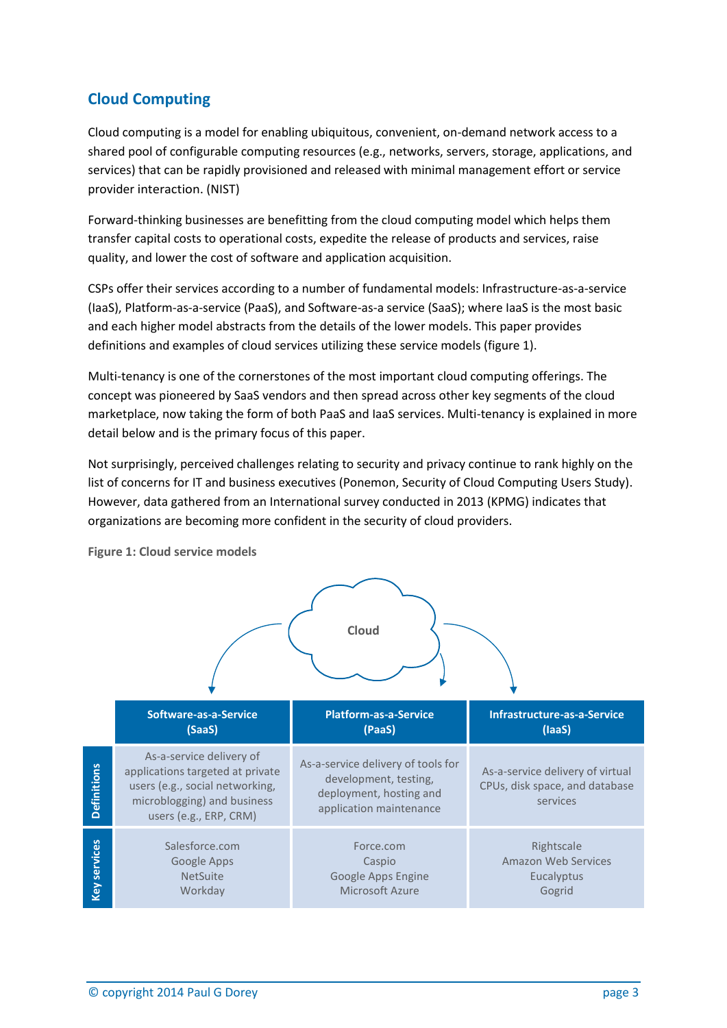## Cloud Computing

Cloud computing is a model for enabling ubiquitous, convenient, on-demand network access to a shared pool of configurable computing resources (e.g., networks, servers, storage, applications, and services) that can be rapidly provisioned and released with minimal management effort or service provider interaction. (NIST)

Forward-thinking businesses are benefitting from the cloud computing model which helps them transfer capital costs to operational costs, expedite the release of products and services, raise quality, and lower the cost of software and application acquisition.

CSPs offer their services according to a number of fundamental models: Infrastructure-as-a-service (IaaS), Platform-as-a-service (PaaS), and Software-as-a service (SaaS); where IaaS is the most basic and each higher model abstracts from the details of the lower models. This paper provides definitions and examples of cloud services utilizing these service models (figure 1).

Multi-tenancy is one of the cornerstones of the most important cloud computing offerings. The concept was pioneered by SaaS vendors and then spread across other key segments of the cloud marketplace, now taking the form of both PaaS and IaaS services. Multi-tenancy is explained in more detail below and is the primary focus of this paper.

Not surprisingly, perceived challenges relating to security and privacy continue to rank highly on the list of concerns for IT and business executives (Ponemon, Security of Cloud Computing Users Study). However, data gathered from an International survey conducted in 2013 (KPMG) indicates that organizations are becoming more confident in the security of cloud providers.

**Figure 1: Cloud service models**

Cloud

| | Software-as-a-Service (SaaS) | Platform-as-a-Service (PaaS) | Infrastructure-as-a-Service (IaaS) |
|---|---|---|---|
| **Definitions** | As-a-service delivery of applications targeted at private users (e.g., social networking, microblogging) and business users (e.g., ERP, CRM) | As-a-service delivery of tools for development, testing, deployment, hosting and application maintenance | As-a-service delivery of virtual CPUs, disk space, and database services |
| **Key services** | Salesforce.com<br>Google Apps<br>NetSuite<br>Workday | Force.com<br>Caspio<br>Google Apps Engine<br>Microsoft Azure | Rightscale<br>Amazon Web Services<br>Eucalyptus<br>Gogrid |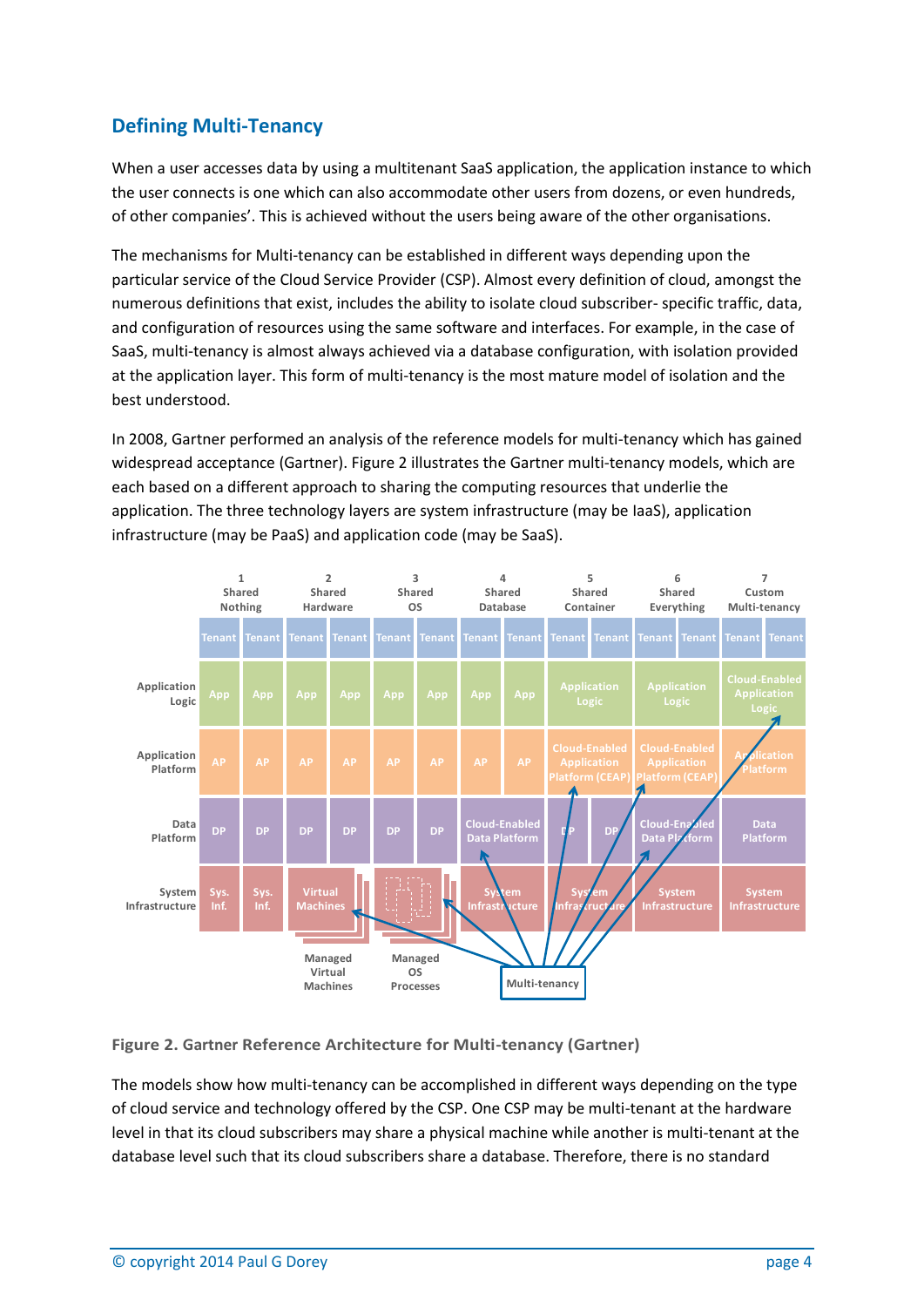## Defining Multi-Tenancy

When a user accesses data by using a multitenant SaaS application, the application instance to which the user connects is one which can also accommodate other users from dozens, or even hundreds, of other companies'. This is achieved without the users being aware of the other organisations.

The mechanisms for Multi-tenancy can be established in different ways depending upon the particular service of the Cloud Service Provider (CSP). Almost every definition of cloud, amongst the numerous definitions that exist, includes the ability to isolate cloud subscriber- specific traffic, data, and configuration of resources using the same software and interfaces. For example, in the case of SaaS, multi-tenancy is almost always achieved via a database configuration, with isolation provided at the application layer. This form of multi-tenancy is the most mature model of isolation and the best understood.

In 2008, Gartner performed an analysis of the reference models for multi-tenancy which has gained widespread acceptance (Gartner). Figure 2 illustrates the Gartner multi-tenancy models, which are each based on a different approach to sharing the computing resources that underlie the application. The three technology layers are system infrastructure (may be IaaS), application infrastructure (may be PaaS) and application code (may be SaaS).

| | 1 Shared Nothing | 2 Shared Hardware | 3 Shared OS | 4 Shared Database | 5 Shared Container | 6 Shared Everything | 7 Custom Multi-tenancy |
|---|---|---|---|---|---|---|---|
| | Tenant / Tenant | Tenant / Tenant | Tenant / Tenant | Tenant / Tenant | Tenant / Tenant | Tenant / Tenant | Tenant / Tenant |
| Application Logic | App / App | App / App | App / App | App / App | Application Logic | Application Logic | Cloud-Enabled Application Logic |
| Application Platform | AP / AP | AP / AP | AP / AP | AP / AP | Cloud-Enabled Application Platform (CEAP) | Cloud-Enabled Application Platform (CEAP) | Application Platform |
| Data Platform | DP / DP | DP / DP | DP / DP | Cloud-Enabled Data Platform | DP / DP | Cloud-Enabled Data Platform | Data Platform |
| System Infrastructure | Sys. Inf. / Sys. Inf. | Virtual Machines | | System Infrastructure | System Infrastructure | System Infrastructure | System Infrastructure |
| | | Managed Virtual Machines | Managed OS Processes | | | | |

Multi-tenancy

**Figure 2. Gartner Reference Architecture for Multi-tenancy (Gartner)**

The models show how multi-tenancy can be accomplished in different ways depending on the type of cloud service and technology offered by the CSP. One CSP may be multi-tenant at the hardware level in that its cloud subscribers may share a physical machine while another is multi-tenant at the database level such that its cloud subscribers share a database. Therefore, there is no standard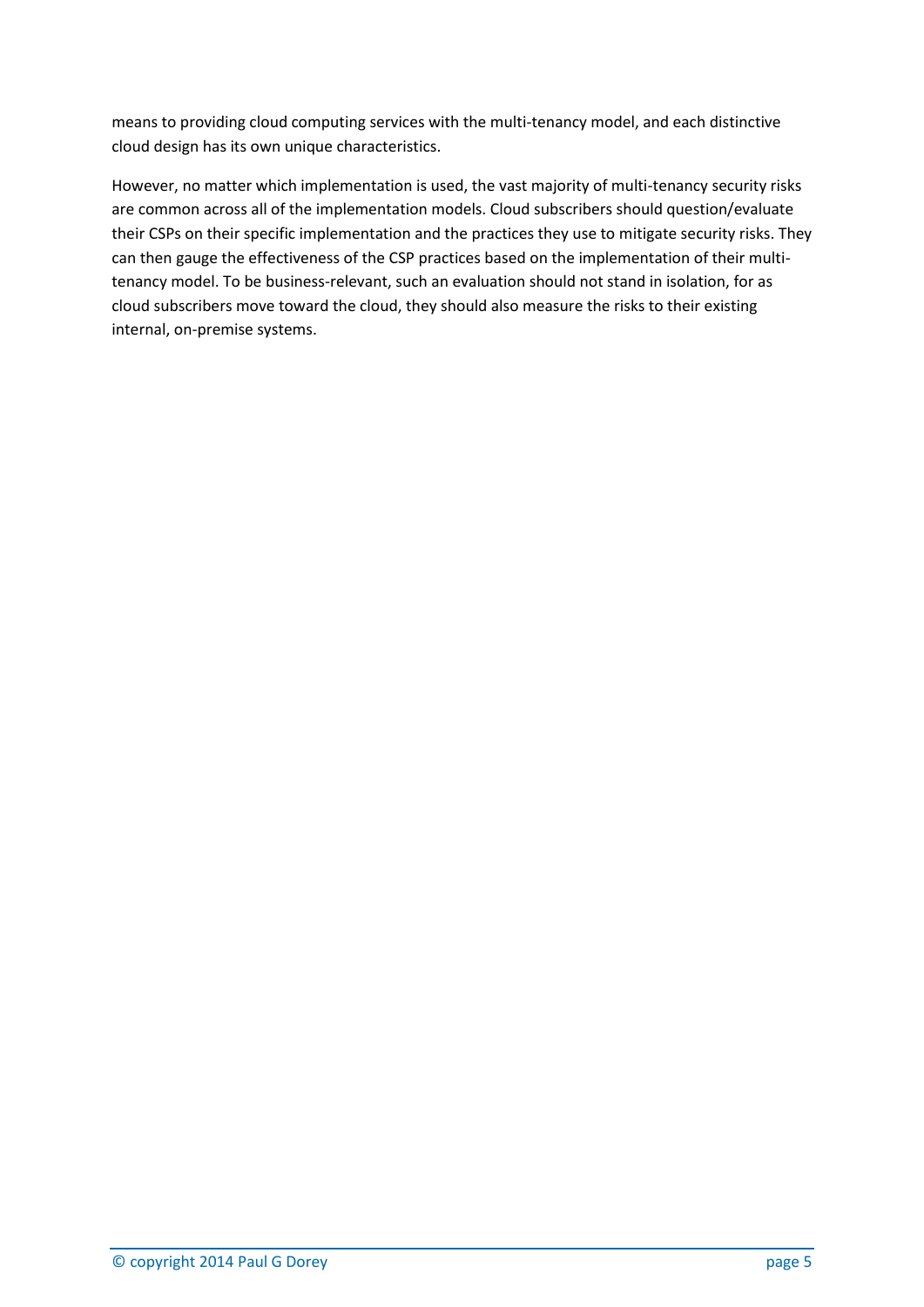means to providing cloud computing services with the multi-tenancy model, and each distinctive cloud design has its own unique characteristics.

However, no matter which implementation is used, the vast majority of multi-tenancy security risks are common across all of the implementation models. Cloud subscribers should question/evaluate their CSPs on their specific implementation and the practices they use to mitigate security risks. They can then gauge the effectiveness of the CSP practices based on the implementation of their multi-tenancy model. To be business-relevant, such an evaluation should not stand in isolation, for as cloud subscribers move toward the cloud, they should also measure the risks to their existing internal, on-premise systems.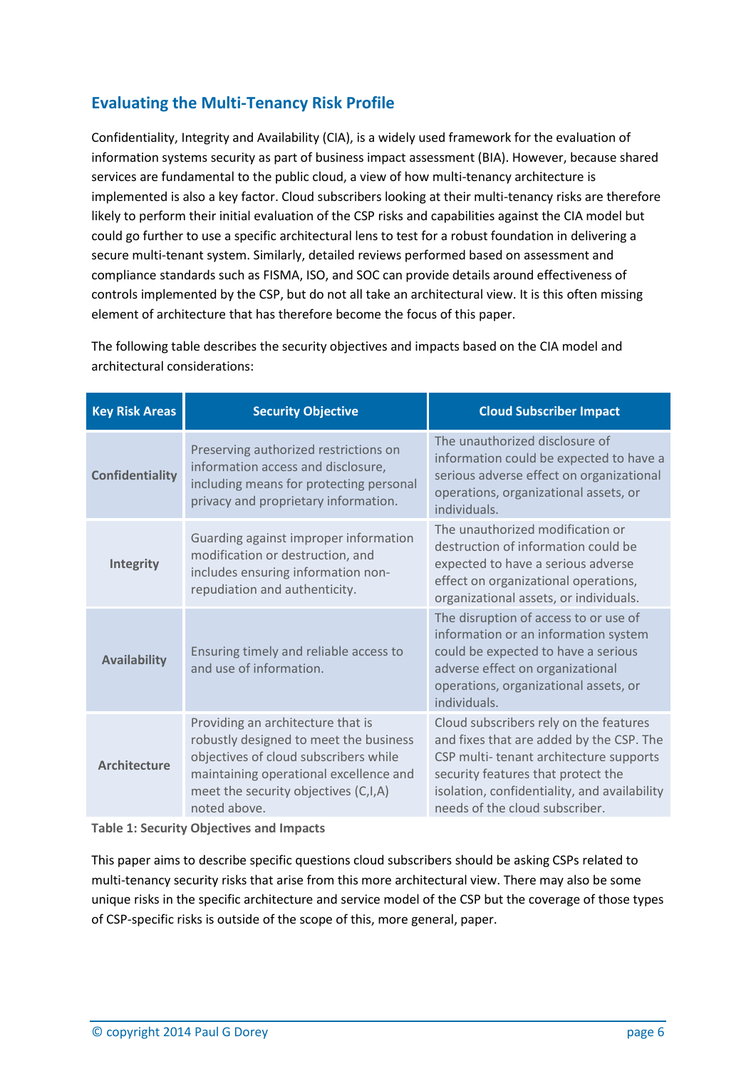## Evaluating the Multi-Tenancy Risk Profile

Confidentiality, Integrity and Availability (CIA), is a widely used framework for the evaluation of information systems security as part of business impact assessment (BIA). However, because shared services are fundamental to the public cloud, a view of how multi-tenancy architecture is implemented is also a key factor. Cloud subscribers looking at their multi-tenancy risks are therefore likely to perform their initial evaluation of the CSP risks and capabilities against the CIA model but could go further to use a specific architectural lens to test for a robust foundation in delivering a secure multi-tenant system. Similarly, detailed reviews performed based on assessment and compliance standards such as FISMA, ISO, and SOC can provide details around effectiveness of controls implemented by the CSP, but do not all take an architectural view. It is this often missing element of architecture that has therefore become the focus of this paper.

The following table describes the security objectives and impacts based on the CIA model and architectural considerations:

| Key Risk Areas | Security Objective | Cloud Subscriber Impact |
|---|---|---|
| **Confidentiality** | Preserving authorized restrictions on information access and disclosure, including means for protecting personal privacy and proprietary information. | The unauthorized disclosure of information could be expected to have a serious adverse effect on organizational operations, organizational assets, or individuals. |
| **Integrity** | Guarding against improper information modification or destruction, and includes ensuring information non-repudiation and authenticity. | The unauthorized modification or destruction of information could be expected to have a serious adverse effect on organizational operations, organizational assets, or individuals. |
| **Availability** | Ensuring timely and reliable access to and use of information. | The disruption of access to or use of information or an information system could be expected to have a serious adverse effect on organizational operations, organizational assets, or individuals. |
| **Architecture** | Providing an architecture that is robustly designed to meet the business objectives of cloud subscribers while maintaining operational excellence and meet the security objectives (C,I,A) noted above. | Cloud subscribers rely on the features and fixes that are added by the CSP. The CSP multi- tenant architecture supports security features that protect the isolation, confidentiality, and availability needs of the cloud subscriber. |

**Table 1: Security Objectives and Impacts**

This paper aims to describe specific questions cloud subscribers should be asking CSPs related to multi-tenancy security risks that arise from this more architectural view. There may also be some unique risks in the specific architecture and service model of the CSP but the coverage of those types of CSP-specific risks is outside of the scope of this, more general, paper.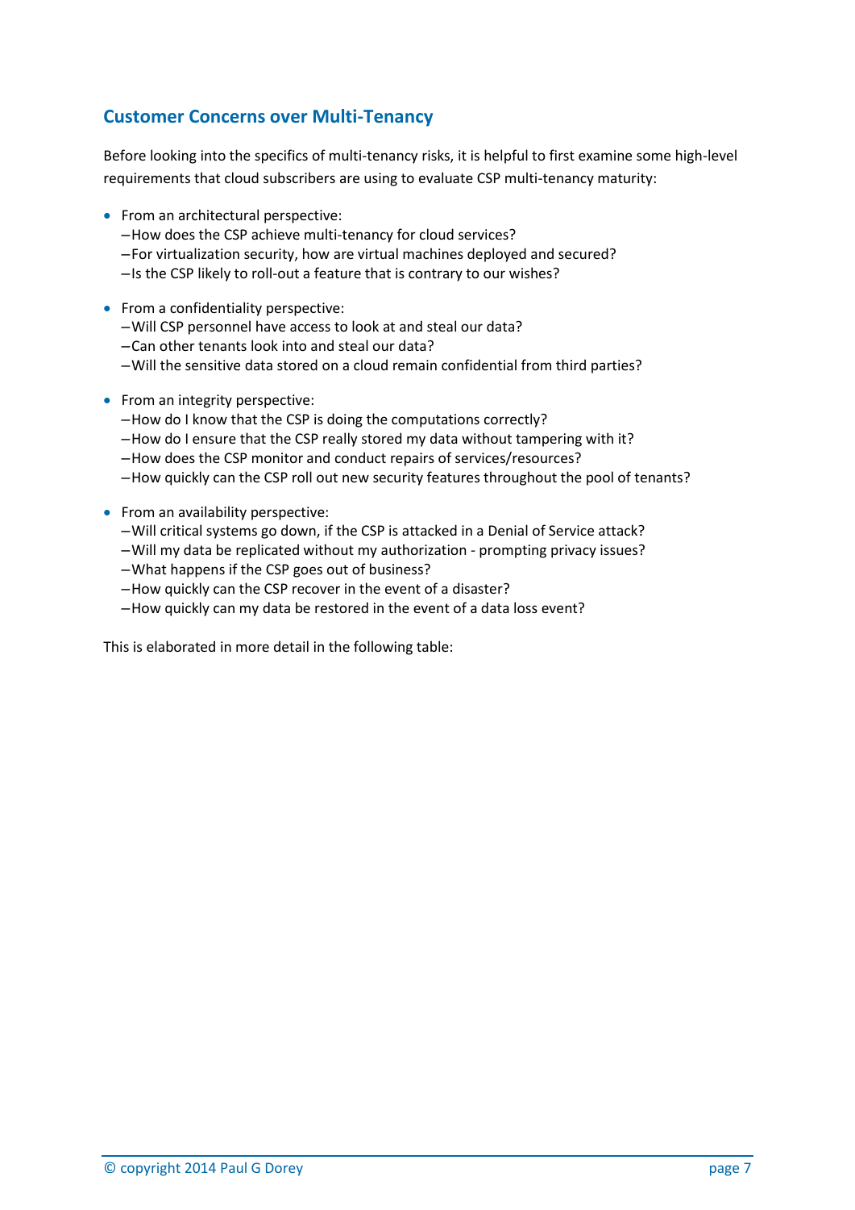## Customer Concerns over Multi-Tenancy

Before looking into the specifics of multi-tenancy risks, it is helpful to first examine some high-level requirements that cloud subscribers are using to evaluate CSP multi-tenancy maturity:

- From an architectural perspective:
  - –How does the CSP achieve multi-tenancy for cloud services?
  - –For virtualization security, how are virtual machines deployed and secured?
  - –Is the CSP likely to roll-out a feature that is contrary to our wishes?
- From a confidentiality perspective:
  - –Will CSP personnel have access to look at and steal our data?
  - –Can other tenants look into and steal our data?
  - –Will the sensitive data stored on a cloud remain confidential from third parties?
- From an integrity perspective:
  - –How do I know that the CSP is doing the computations correctly?
  - –How do I ensure that the CSP really stored my data without tampering with it?
  - –How does the CSP monitor and conduct repairs of services/resources?
  - –How quickly can the CSP roll out new security features throughout the pool of tenants?
- From an availability perspective:
  - –Will critical systems go down, if the CSP is attacked in a Denial of Service attack?
  - –Will my data be replicated without my authorization - prompting privacy issues?
  - –What happens if the CSP goes out of business?
  - –How quickly can the CSP recover in the event of a disaster?
  - –How quickly can my data be restored in the event of a data loss event?

This is elaborated in more detail in the following table: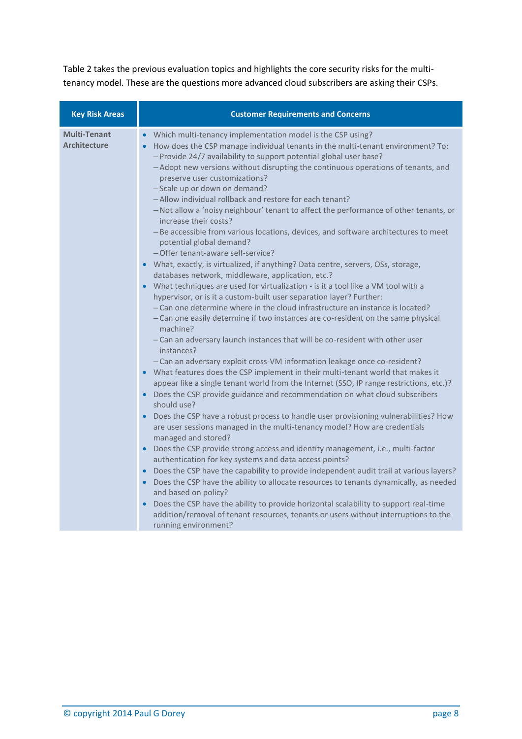Table 2 takes the previous evaluation topics and highlights the core security risks for the multi-tenancy model. These are the questions more advanced cloud subscribers are asking their CSPs.

| Key Risk Areas | Customer Requirements and Concerns |
|---|---|
| **Multi-Tenant Architecture** | • Which multi-tenancy implementation model is the CSP using?<br>• How does the CSP manage individual tenants in the multi-tenant environment? To:<br>– Provide 24/7 availability to support potential global user base?<br>– Adopt new versions without disrupting the continuous operations of tenants, and preserve user customizations?<br>– Scale up or down on demand?<br>– Allow individual rollback and restore for each tenant?<br>– Not allow a 'noisy neighbour' tenant to affect the performance of other tenants, or increase their costs?<br>– Be accessible from various locations, devices, and software architectures to meet potential global demand?<br>– Offer tenant-aware self-service?<br>• What, exactly, is virtualized, if anything? Data centre, servers, OSs, storage, databases network, middleware, application, etc.?<br>• What techniques are used for virtualization - is it a tool like a VM tool with a hypervisor, or is it a custom-built user separation layer? Further:<br>– Can one determine where in the cloud infrastructure an instance is located?<br>– Can one easily determine if two instances are co-resident on the same physical machine?<br>– Can an adversary launch instances that will be co-resident with other user instances?<br>– Can an adversary exploit cross-VM information leakage once co-resident?<br>• What features does the CSP implement in their multi-tenant world that makes it appear like a single tenant world from the Internet (SSO, IP range restrictions, etc.)?<br>• Does the CSP provide guidance and recommendation on what cloud subscribers should use?<br>• Does the CSP have a robust process to handle user provisioning vulnerabilities? How are user sessions managed in the multi-tenancy model? How are credentials managed and stored?<br>• Does the CSP provide strong access and identity management, i.e., multi-factor authentication for key systems and data access points?<br>• Does the CSP have the capability to provide independent audit trail at various layers?<br>• Does the CSP have the ability to allocate resources to tenants dynamically, as needed and based on policy?<br>• Does the CSP have the ability to provide horizontal scalability to support real-time addition/removal of tenant resources, tenants or users without interruptions to the running environment? |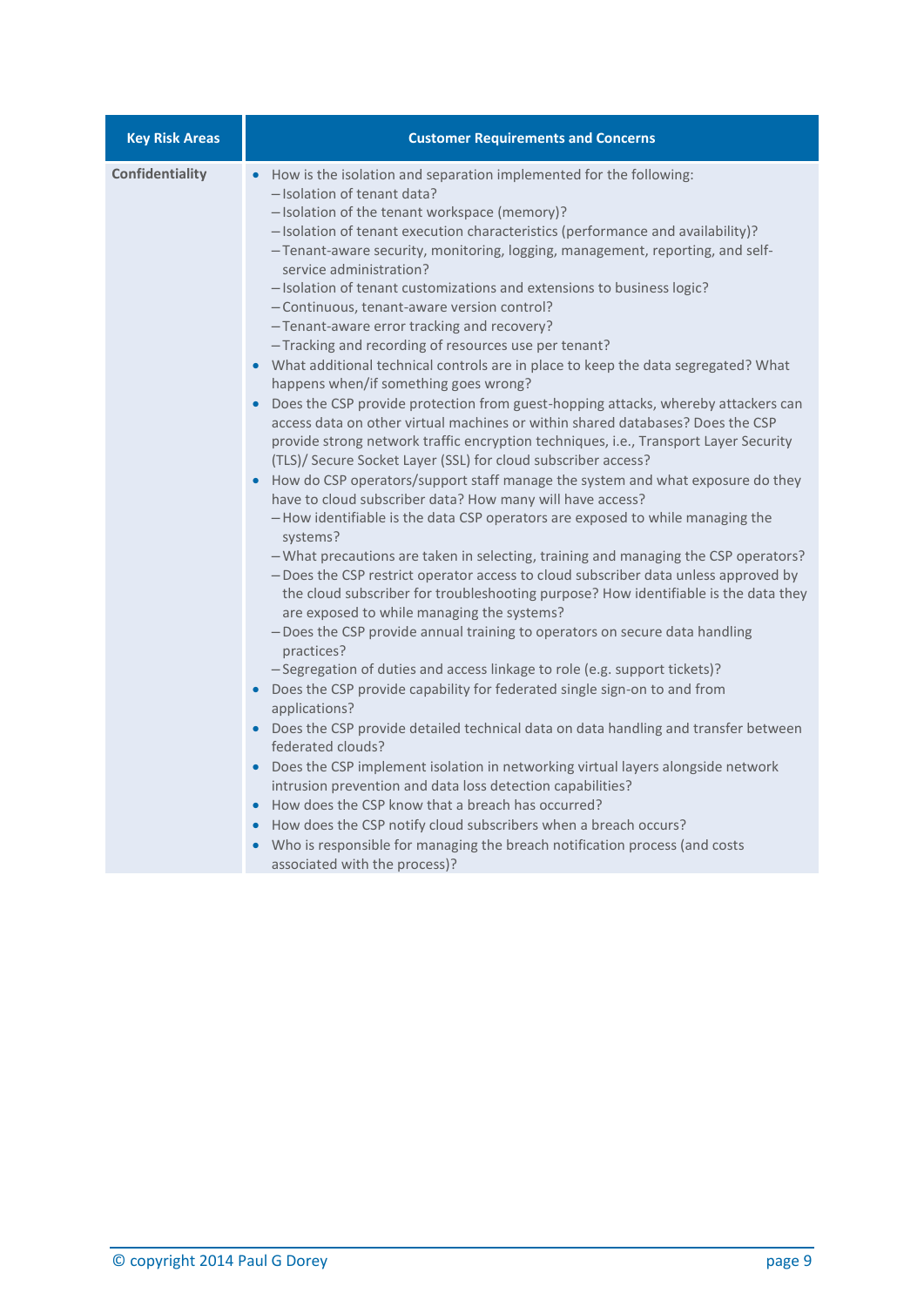| Key Risk Areas | Customer Requirements and Concerns |
|---|---|
| **Confidentiality** | • How is the isolation and separation implemented for the following:<br>– Isolation of tenant data?<br>– Isolation of the tenant workspace (memory)?<br>– Isolation of tenant execution characteristics (performance and availability)?<br>– Tenant-aware security, monitoring, logging, management, reporting, and self-service administration?<br>– Isolation of tenant customizations and extensions to business logic?<br>– Continuous, tenant-aware version control?<br>– Tenant-aware error tracking and recovery?<br>– Tracking and recording of resources use per tenant?<br>• What additional technical controls are in place to keep the data segregated? What happens when/if something goes wrong?<br>• Does the CSP provide protection from guest-hopping attacks, whereby attackers can access data on other virtual machines or within shared databases? Does the CSP provide strong network traffic encryption techniques, i.e., Transport Layer Security (TLS)/ Secure Socket Layer (SSL) for cloud subscriber access?<br>• How do CSP operators/support staff manage the system and what exposure do they have to cloud subscriber data? How many will have access?<br>– How identifiable is the data CSP operators are exposed to while managing the systems?<br>– What precautions are taken in selecting, training and managing the CSP operators?<br>– Does the CSP restrict operator access to cloud subscriber data unless approved by the cloud subscriber for troubleshooting purpose? How identifiable is the data they are exposed to while managing the systems?<br>– Does the CSP provide annual training to operators on secure data handling practices?<br>– Segregation of duties and access linkage to role (e.g. support tickets)?<br>• Does the CSP provide capability for federated single sign-on to and from applications?<br>• Does the CSP provide detailed technical data on data handling and transfer between federated clouds?<br>• Does the CSP implement isolation in networking virtual layers alongside network intrusion prevention and data loss detection capabilities?<br>• How does the CSP know that a breach has occurred?<br>• How does the CSP notify cloud subscribers when a breach occurs?<br>• Who is responsible for managing the breach notification process (and costs associated with the process)? |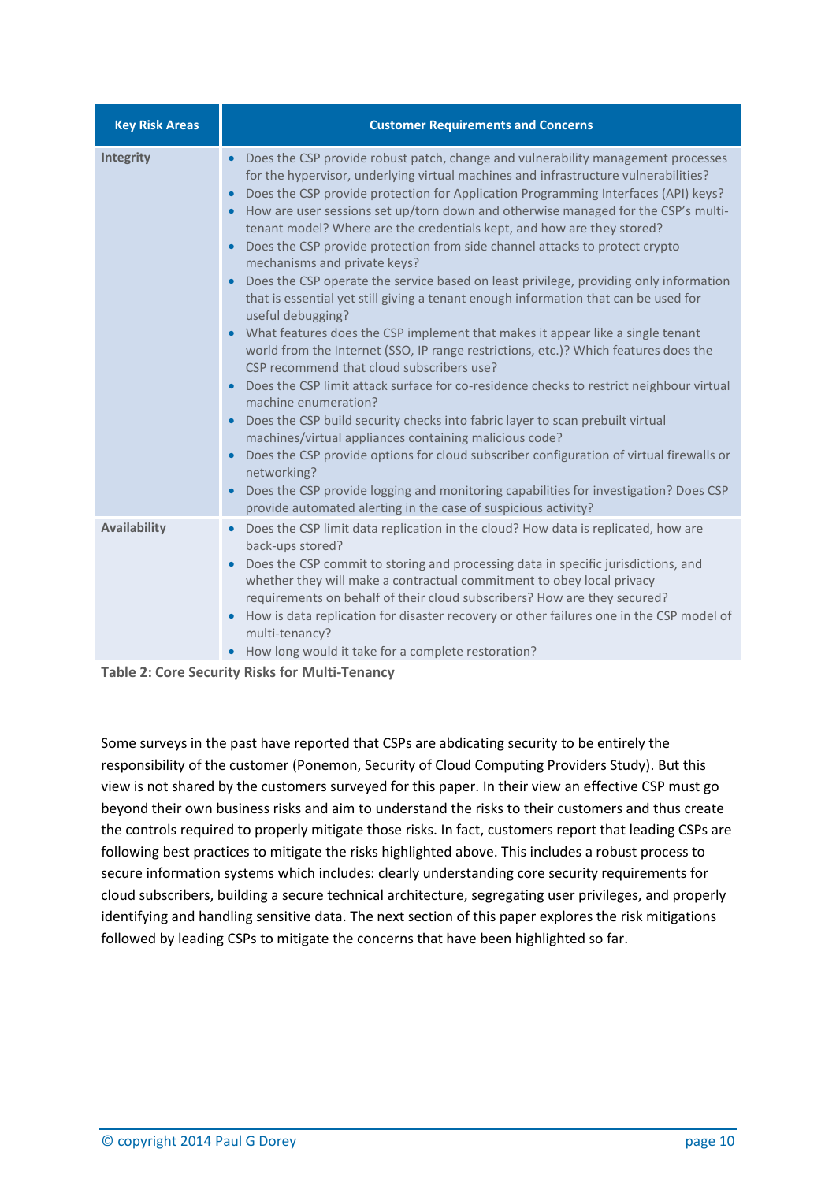| Key Risk Areas | Customer Requirements and Concerns |
|---|---|
| Integrity | • Does the CSP provide robust patch, change and vulnerability management processes for the hypervisor, underlying virtual machines and infrastructure vulnerabilities?<br>• Does the CSP provide protection for Application Programming Interfaces (API) keys?<br>• How are user sessions set up/torn down and otherwise managed for the CSP's multi-tenant model? Where are the credentials kept, and how are they stored?<br>• Does the CSP provide protection from side channel attacks to protect crypto mechanisms and private keys?<br>• Does the CSP operate the service based on least privilege, providing only information that is essential yet still giving a tenant enough information that can be used for useful debugging?<br>• What features does the CSP implement that makes it appear like a single tenant world from the Internet (SSO, IP range restrictions, etc.)? Which features does the CSP recommend that cloud subscribers use?<br>• Does the CSP limit attack surface for co-residence checks to restrict neighbour virtual machine enumeration?<br>• Does the CSP build security checks into fabric layer to scan prebuilt virtual machines/virtual appliances containing malicious code?<br>• Does the CSP provide options for cloud subscriber configuration of virtual firewalls or networking?<br>• Does the CSP provide logging and monitoring capabilities for investigation? Does CSP provide automated alerting in the case of suspicious activity? |
| Availability | • Does the CSP limit data replication in the cloud? How data is replicated, how are back-ups stored?<br>• Does the CSP commit to storing and processing data in specific jurisdictions, and whether they will make a contractual commitment to obey local privacy requirements on behalf of their cloud subscribers? How are they secured?<br>• How is data replication for disaster recovery or other failures one in the CSP model of multi-tenancy?<br>• How long would it take for a complete restoration? |

**Table 2: Core Security Risks for Multi-Tenancy**

Some surveys in the past have reported that CSPs are abdicating security to be entirely the responsibility of the customer (Ponemon, Security of Cloud Computing Providers Study). But this view is not shared by the customers surveyed for this paper. In their view an effective CSP must go beyond their own business risks and aim to understand the risks to their customers and thus create the controls required to properly mitigate those risks. In fact, customers report that leading CSPs are following best practices to mitigate the risks highlighted above. This includes a robust process to secure information systems which includes: clearly understanding core security requirements for cloud subscribers, building a secure technical architecture, segregating user privileges, and properly identifying and handling sensitive data. The next section of this paper explores the risk mitigations followed by leading CSPs to mitigate the concerns that have been highlighted so far.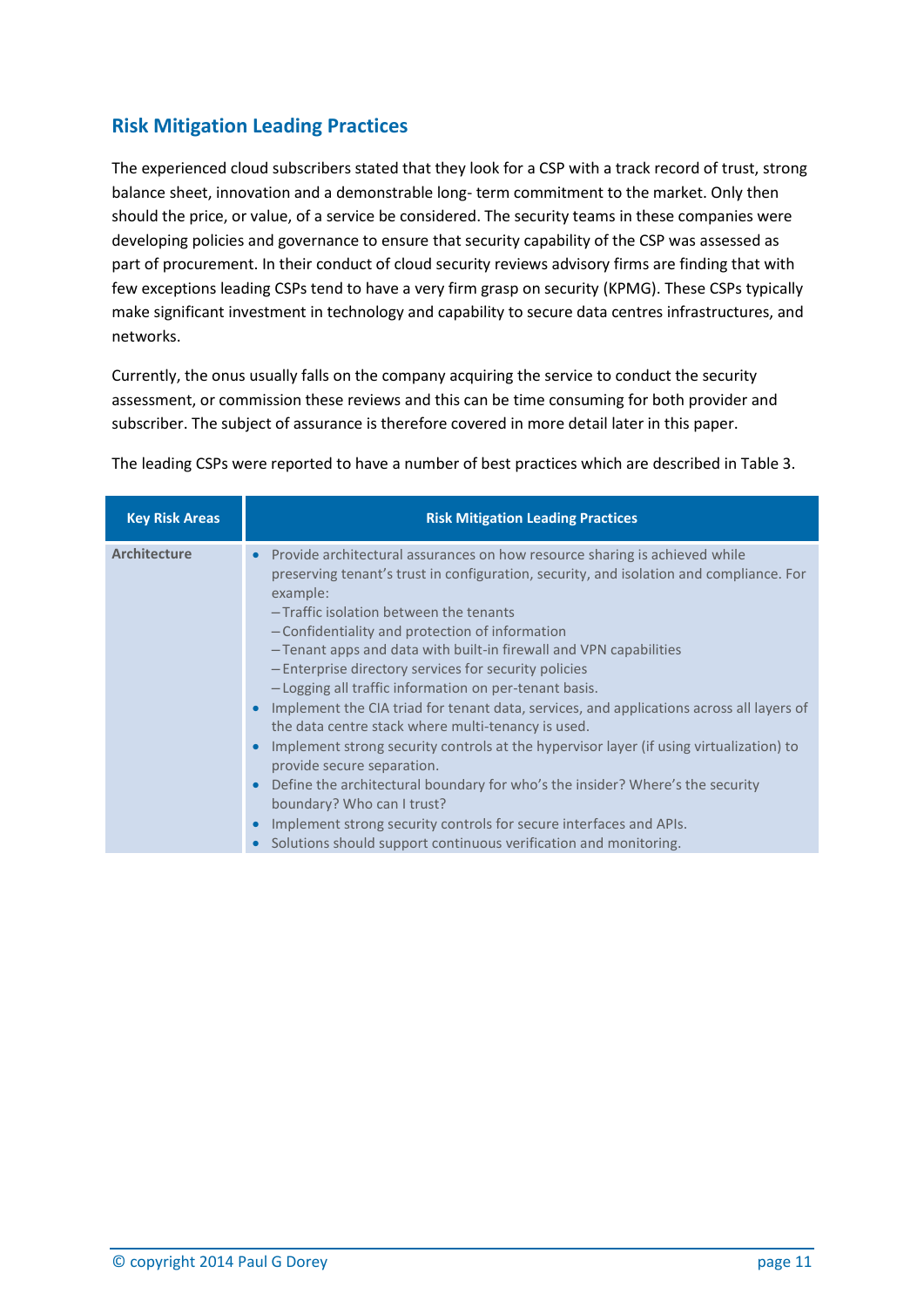## Risk Mitigation Leading Practices

The experienced cloud subscribers stated that they look for a CSP with a track record of trust, strong balance sheet, innovation and a demonstrable long- term commitment to the market. Only then should the price, or value, of a service be considered. The security teams in these companies were developing policies and governance to ensure that security capability of the CSP was assessed as part of procurement. In their conduct of cloud security reviews advisory firms are finding that with few exceptions leading CSPs tend to have a very firm grasp on security (KPMG). These CSPs typically make significant investment in technology and capability to secure data centres infrastructures, and networks.

Currently, the onus usually falls on the company acquiring the service to conduct the security assessment, or commission these reviews and this can be time consuming for both provider and subscriber. The subject of assurance is therefore covered in more detail later in this paper.

The leading CSPs were reported to have a number of best practices which are described in Table 3.

| Key Risk Areas | Risk Mitigation Leading Practices |
|---|---|
| **Architecture** | • Provide architectural assurances on how resource sharing is achieved while preserving tenant's trust in configuration, security, and isolation and compliance. For example:<br>– Traffic isolation between the tenants<br>– Confidentiality and protection of information<br>– Tenant apps and data with built-in firewall and VPN capabilities<br>– Enterprise directory services for security policies<br>– Logging all traffic information on per-tenant basis.<br>• Implement the CIA triad for tenant data, services, and applications across all layers of the data centre stack where multi-tenancy is used.<br>• Implement strong security controls at the hypervisor layer (if using virtualization) to provide secure separation.<br>• Define the architectural boundary for who's the insider? Where's the security boundary? Who can I trust?<br>• Implement strong security controls for secure interfaces and APIs.<br>• Solutions should support continuous verification and monitoring. |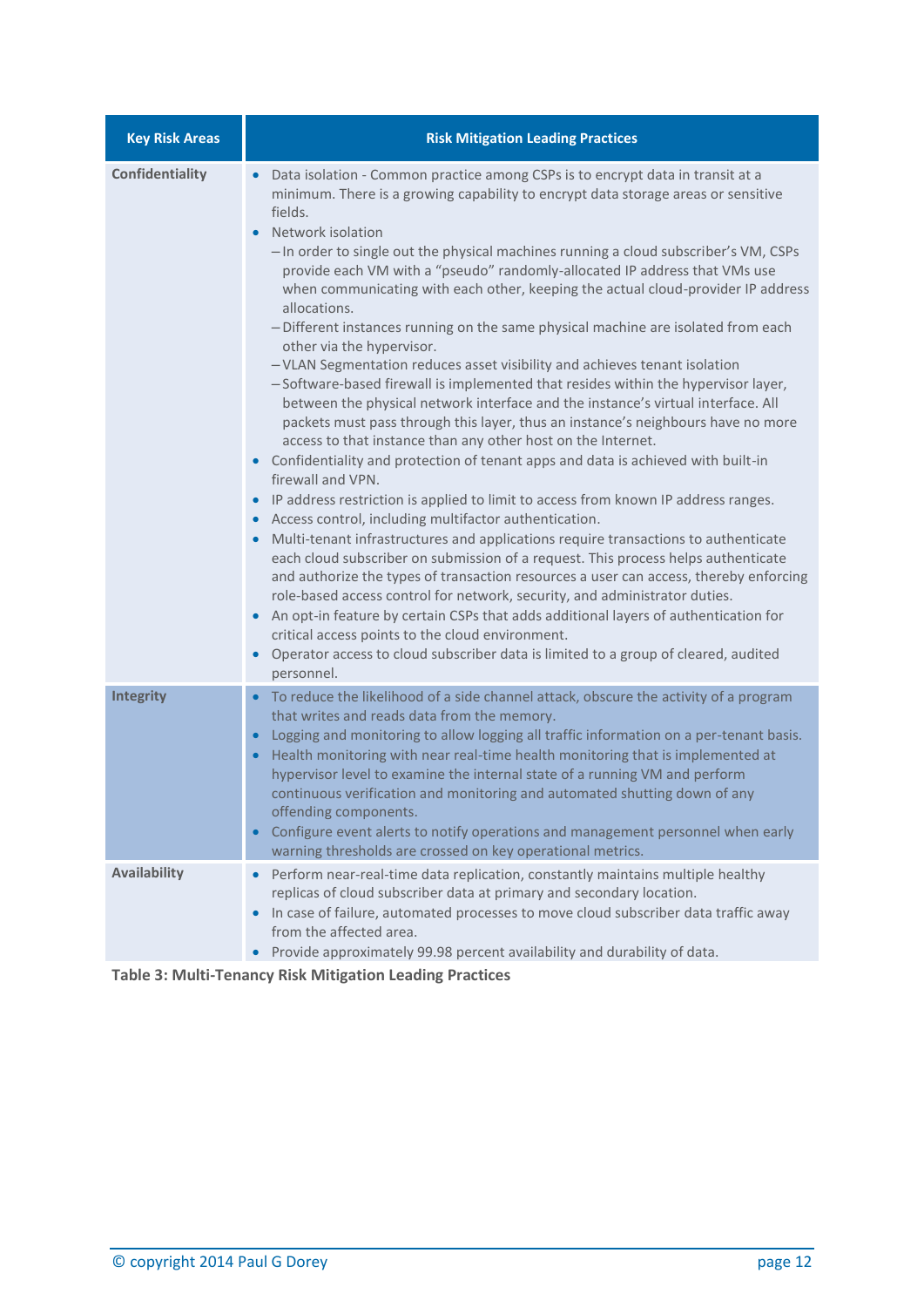| Key Risk Areas | Risk Mitigation Leading Practices |
|---|---|
| **Confidentiality** | • Data isolation - Common practice among CSPs is to encrypt data in transit at a minimum. There is a growing capability to encrypt data storage areas or sensitive fields.<br>• Network isolation<br>– In order to single out the physical machines running a cloud subscriber's VM, CSPs provide each VM with a "pseudo" randomly-allocated IP address that VMs use when communicating with each other, keeping the actual cloud-provider IP address allocations.<br>– Different instances running on the same physical machine are isolated from each other via the hypervisor.<br>– VLAN Segmentation reduces asset visibility and achieves tenant isolation<br>– Software-based firewall is implemented that resides within the hypervisor layer, between the physical network interface and the instance's virtual interface. All packets must pass through this layer, thus an instance's neighbours have no more access to that instance than any other host on the Internet.<br>• Confidentiality and protection of tenant apps and data is achieved with built-in firewall and VPN.<br>• IP address restriction is applied to limit to access from known IP address ranges.<br>• Access control, including multifactor authentication.<br>• Multi-tenant infrastructures and applications require transactions to authenticate each cloud subscriber on submission of a request. This process helps authenticate and authorize the types of transaction resources a user can access, thereby enforcing role-based access control for network, security, and administrator duties.<br>• An opt-in feature by certain CSPs that adds additional layers of authentication for critical access points to the cloud environment.<br>• Operator access to cloud subscriber data is limited to a group of cleared, audited personnel. |
| **Integrity** | • To reduce the likelihood of a side channel attack, obscure the activity of a program that writes and reads data from the memory.<br>• Logging and monitoring to allow logging all traffic information on a per-tenant basis.<br>• Health monitoring with near real-time health monitoring that is implemented at hypervisor level to examine the internal state of a running VM and perform continuous verification and monitoring and automated shutting down of any offending components.<br>• Configure event alerts to notify operations and management personnel when early warning thresholds are crossed on key operational metrics. |
| **Availability** | • Perform near-real-time data replication, constantly maintains multiple healthy replicas of cloud subscriber data at primary and secondary location.<br>• In case of failure, automated processes to move cloud subscriber data traffic away from the affected area.<br>• Provide approximately 99.98 percent availability and durability of data. |

**Table 3: Multi-Tenancy Risk Mitigation Leading Practices**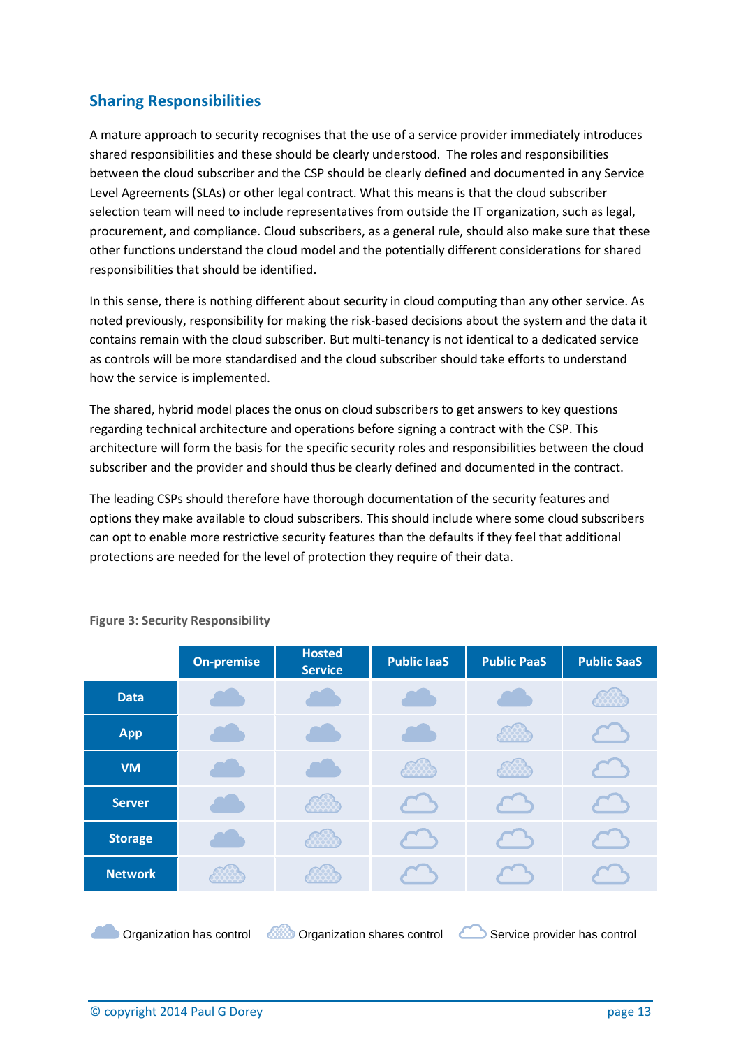## Sharing Responsibilities

A mature approach to security recognises that the use of a service provider immediately introduces shared responsibilities and these should be clearly understood. The roles and responsibilities between the cloud subscriber and the CSP should be clearly defined and documented in any Service Level Agreements (SLAs) or other legal contract. What this means is that the cloud subscriber selection team will need to include representatives from outside the IT organization, such as legal, procurement, and compliance. Cloud subscribers, as a general rule, should also make sure that these other functions understand the cloud model and the potentially different considerations for shared responsibilities that should be identified.

In this sense, there is nothing different about security in cloud computing than any other service. As noted previously, responsibility for making the risk-based decisions about the system and the data it contains remain with the cloud subscriber. But multi-tenancy is not identical to a dedicated service as controls will be more standardised and the cloud subscriber should take efforts to understand how the service is implemented.

The shared, hybrid model places the onus on cloud subscribers to get answers to key questions regarding technical architecture and operations before signing a contract with the CSP. This architecture will form the basis for the specific security roles and responsibilities between the cloud subscriber and the provider and should thus be clearly defined and documented in the contract.

The leading CSPs should therefore have thorough documentation of the security features and options they make available to cloud subscribers. This should include where some cloud subscribers can opt to enable more restrictive security features than the defaults if they feel that additional protections are needed for the level of protection they require of their data.

**Figure 3: Security Responsibility**

| | On-premise | Hosted Service | Public IaaS | Public PaaS | Public SaaS |
|---|---|---|---|---|---|
| **Data** | Organization has control | Organization has control | Organization has control | Organization has control | Organization shares control |
| **App** | Organization has control | Organization has control | Organization has control | Organization shares control | Service provider has control |
| **VM** | Organization has control | Organization has control | Organization shares control | Organization shares control | Service provider has control |
| **Server** | Organization has control | Organization shares control | Service provider has control | Service provider has control | Service provider has control |
| **Storage** | Organization has control | Organization shares control | Service provider has control | Service provider has control | Service provider has control |
| **Network** | Organization shares control | Organization shares control | Service provider has control | Service provider has control | Service provider has control |

Organization has control &nbsp;&nbsp; Organization shares control &nbsp;&nbsp; Service provider has control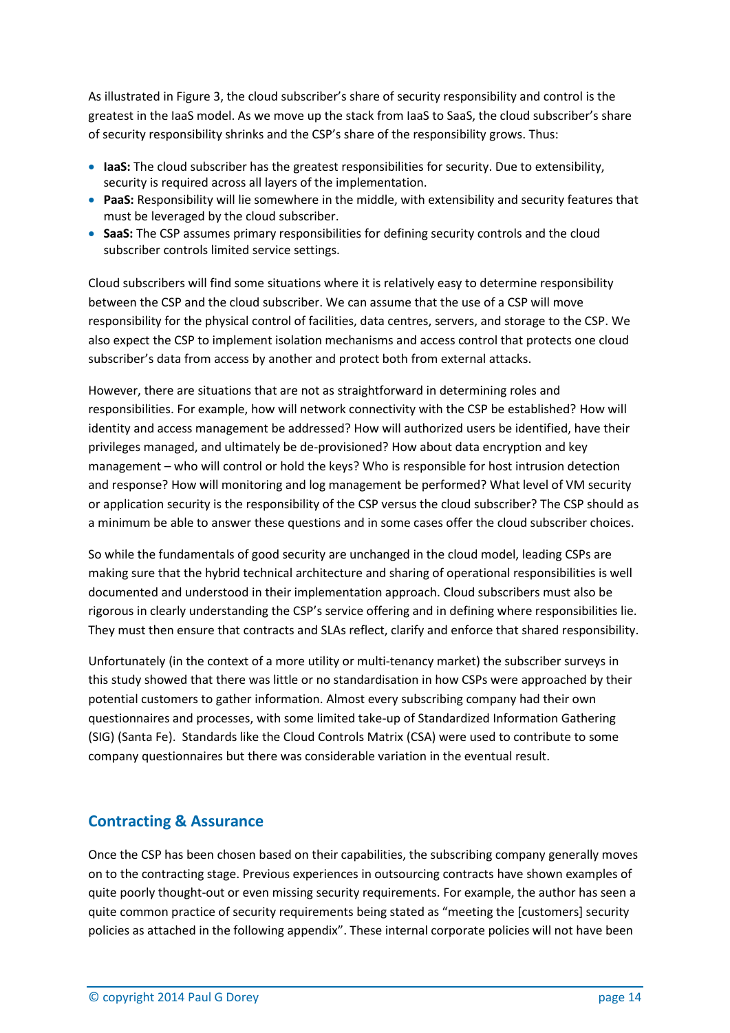As illustrated in Figure 3, the cloud subscriber's share of security responsibility and control is the greatest in the IaaS model. As we move up the stack from IaaS to SaaS, the cloud subscriber's share of security responsibility shrinks and the CSP's share of the responsibility grows. Thus:

- **IaaS:** The cloud subscriber has the greatest responsibilities for security. Due to extensibility, security is required across all layers of the implementation.
- **PaaS:** Responsibility will lie somewhere in the middle, with extensibility and security features that must be leveraged by the cloud subscriber.
- **SaaS:** The CSP assumes primary responsibilities for defining security controls and the cloud subscriber controls limited service settings.

Cloud subscribers will find some situations where it is relatively easy to determine responsibility between the CSP and the cloud subscriber. We can assume that the use of a CSP will move responsibility for the physical control of facilities, data centres, servers, and storage to the CSP. We also expect the CSP to implement isolation mechanisms and access control that protects one cloud subscriber's data from access by another and protect both from external attacks.

However, there are situations that are not as straightforward in determining roles and responsibilities. For example, how will network connectivity with the CSP be established? How will identity and access management be addressed? How will authorized users be identified, have their privileges managed, and ultimately be de-provisioned? How about data encryption and key management – who will control or hold the keys? Who is responsible for host intrusion detection and response? How will monitoring and log management be performed? What level of VM security or application security is the responsibility of the CSP versus the cloud subscriber? The CSP should as a minimum be able to answer these questions and in some cases offer the cloud subscriber choices.

So while the fundamentals of good security are unchanged in the cloud model, leading CSPs are making sure that the hybrid technical architecture and sharing of operational responsibilities is well documented and understood in their implementation approach. Cloud subscribers must also be rigorous in clearly understanding the CSP's service offering and in defining where responsibilities lie. They must then ensure that contracts and SLAs reflect, clarify and enforce that shared responsibility.

Unfortunately (in the context of a more utility or multi-tenancy market) the subscriber surveys in this study showed that there was little or no standardisation in how CSPs were approached by their potential customers to gather information. Almost every subscribing company had their own questionnaires and processes, with some limited take-up of Standardized Information Gathering (SIG) (Santa Fe). Standards like the Cloud Controls Matrix (CSA) were used to contribute to some company questionnaires but there was considerable variation in the eventual result.

## Contracting & Assurance

Once the CSP has been chosen based on their capabilities, the subscribing company generally moves on to the contracting stage. Previous experiences in outsourcing contracts have shown examples of quite poorly thought-out or even missing security requirements. For example, the author has seen a quite common practice of security requirements being stated as "meeting the [customers] security policies as attached in the following appendix". These internal corporate policies will not have been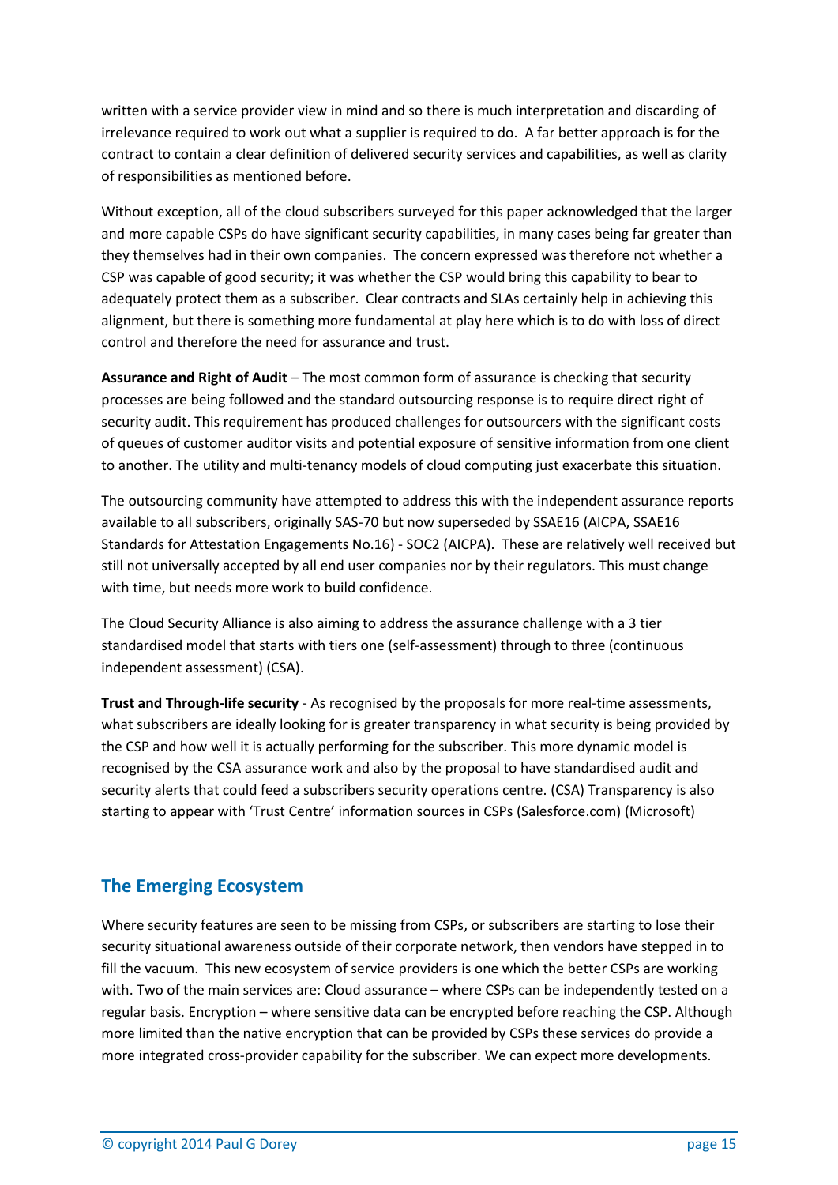written with a service provider view in mind and so there is much interpretation and discarding of irrelevance required to work out what a supplier is required to do. A far better approach is for the contract to contain a clear definition of delivered security services and capabilities, as well as clarity of responsibilities as mentioned before.

Without exception, all of the cloud subscribers surveyed for this paper acknowledged that the larger and more capable CSPs do have significant security capabilities, in many cases being far greater than they themselves had in their own companies. The concern expressed was therefore not whether a CSP was capable of good security; it was whether the CSP would bring this capability to bear to adequately protect them as a subscriber. Clear contracts and SLAs certainly help in achieving this alignment, but there is something more fundamental at play here which is to do with loss of direct control and therefore the need for assurance and trust.

**Assurance and Right of Audit** – The most common form of assurance is checking that security processes are being followed and the standard outsourcing response is to require direct right of security audit. This requirement has produced challenges for outsourcers with the significant costs of queues of customer auditor visits and potential exposure of sensitive information from one client to another. The utility and multi-tenancy models of cloud computing just exacerbate this situation.

The outsourcing community have attempted to address this with the independent assurance reports available to all subscribers, originally SAS-70 but now superseded by SSAE16 (AICPA, SSAE16 Standards for Attestation Engagements No.16) - SOC2 (AICPA). These are relatively well received but still not universally accepted by all end user companies nor by their regulators. This must change with time, but needs more work to build confidence.

The Cloud Security Alliance is also aiming to address the assurance challenge with a 3 tier standardised model that starts with tiers one (self-assessment) through to three (continuous independent assessment) (CSA).

**Trust and Through-life security** - As recognised by the proposals for more real-time assessments, what subscribers are ideally looking for is greater transparency in what security is being provided by the CSP and how well it is actually performing for the subscriber. This more dynamic model is recognised by the CSA assurance work and also by the proposal to have standardised audit and security alerts that could feed a subscribers security operations centre. (CSA) Transparency is also starting to appear with 'Trust Centre' information sources in CSPs (Salesforce.com) (Microsoft)

## The Emerging Ecosystem

Where security features are seen to be missing from CSPs, or subscribers are starting to lose their security situational awareness outside of their corporate network, then vendors have stepped in to fill the vacuum. This new ecosystem of service providers is one which the better CSPs are working with. Two of the main services are: Cloud assurance – where CSPs can be independently tested on a regular basis. Encryption – where sensitive data can be encrypted before reaching the CSP. Although more limited than the native encryption that can be provided by CSPs these services do provide a more integrated cross-provider capability for the subscriber. We can expect more developments.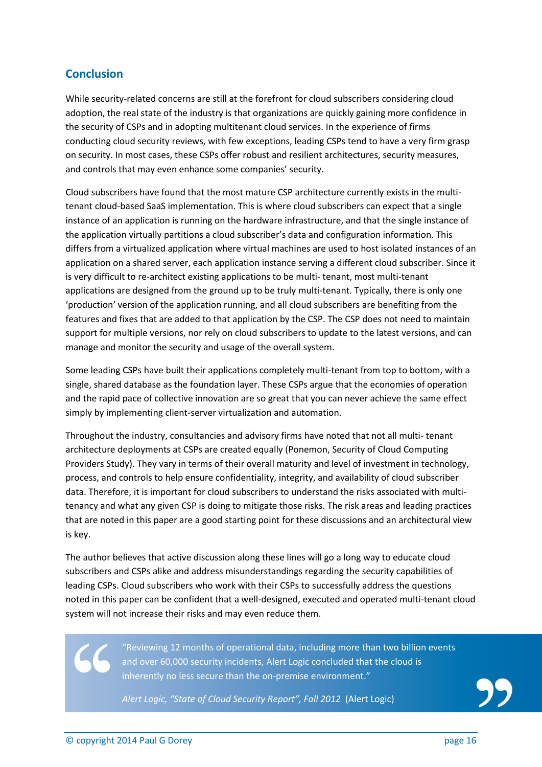## Conclusion

While security-related concerns are still at the forefront for cloud subscribers considering cloud adoption, the real state of the industry is that organizations are quickly gaining more confidence in the security of CSPs and in adopting multitenant cloud services. In the experience of firms conducting cloud security reviews, with few exceptions, leading CSPs tend to have a very firm grasp on security. In most cases, these CSPs offer robust and resilient architectures, security measures, and controls that may even enhance some companies' security.

Cloud subscribers have found that the most mature CSP architecture currently exists in the multi-tenant cloud-based SaaS implementation. This is where cloud subscribers can expect that a single instance of an application is running on the hardware infrastructure, and that the single instance of the application virtually partitions a cloud subscriber's data and configuration information. This differs from a virtualized application where virtual machines are used to host isolated instances of an application on a shared server, each application instance serving a different cloud subscriber. Since it is very difficult to re-architect existing applications to be multi- tenant, most multi-tenant applications are designed from the ground up to be truly multi-tenant. Typically, there is only one 'production' version of the application running, and all cloud subscribers are benefiting from the features and fixes that are added to that application by the CSP. The CSP does not need to maintain support for multiple versions, nor rely on cloud subscribers to update to the latest versions, and can manage and monitor the security and usage of the overall system.

Some leading CSPs have built their applications completely multi-tenant from top to bottom, with a single, shared database as the foundation layer. These CSPs argue that the economies of operation and the rapid pace of collective innovation are so great that you can never achieve the same effect simply by implementing client-server virtualization and automation.

Throughout the industry, consultancies and advisory firms have noted that not all multi- tenant architecture deployments at CSPs are created equally (Ponemon, Security of Cloud Computing Providers Study). They vary in terms of their overall maturity and level of investment in technology, process, and controls to help ensure confidentiality, integrity, and availability of cloud subscriber data. Therefore, it is important for cloud subscribers to understand the risks associated with multi-tenancy and what any given CSP is doing to mitigate those risks. The risk areas and leading practices that are noted in this paper are a good starting point for these discussions and an architectural view is key.

The author believes that active discussion along these lines will go a long way to educate cloud subscribers and CSPs alike and address misunderstandings regarding the security capabilities of leading CSPs. Cloud subscribers who work with their CSPs to successfully address the questions noted in this paper can be confident that a well-designed, executed and operated multi-tenant cloud system will not increase their risks and may even reduce them.

> "Reviewing 12 months of operational data, including more than two billion events and over 60,000 security incidents, Alert Logic concluded that the cloud is inherently no less secure than the on-premise environment."
>
> *Alert Logic, "State of Cloud Security Report", Fall 2012* (Alert Logic)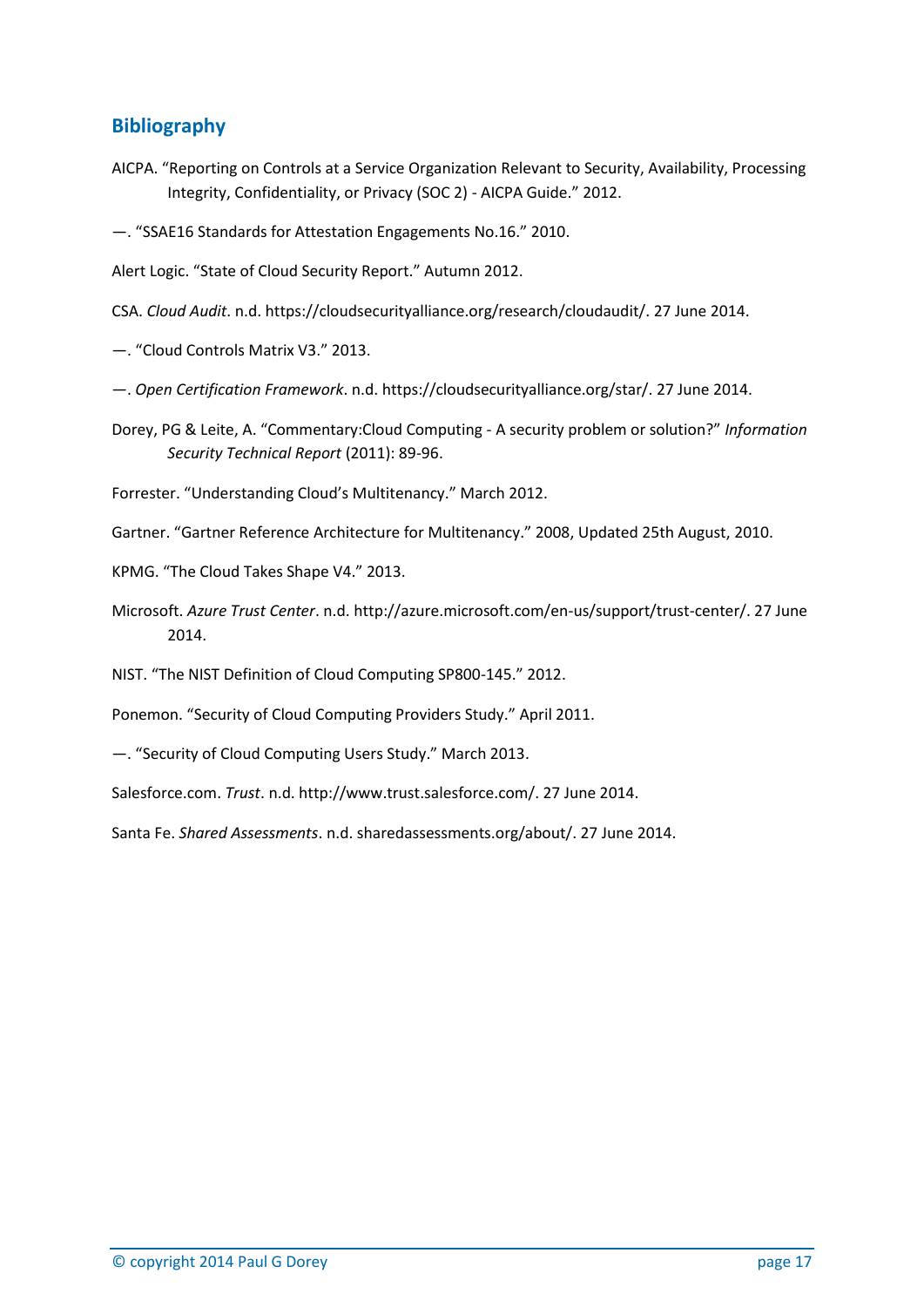## Bibliography

AICPA. "Reporting on Controls at a Service Organization Relevant to Security, Availability, Processing Integrity, Confidentiality, or Privacy (SOC 2) - AICPA Guide." 2012.

—. "SSAE16 Standards for Attestation Engagements No.16." 2010.

Alert Logic. "State of Cloud Security Report." Autumn 2012.

CSA. *Cloud Audit*. n.d. https://cloudsecurityalliance.org/research/cloudaudit/. 27 June 2014.

—. "Cloud Controls Matrix V3." 2013.

—. *Open Certification Framework*. n.d. https://cloudsecurityalliance.org/star/. 27 June 2014.

Dorey, PG & Leite, A. "Commentary:Cloud Computing - A security problem or solution?" *Information Security Technical Report* (2011): 89-96.

Forrester. "Understanding Cloud's Multitenancy." March 2012.

Gartner. "Gartner Reference Architecture for Multitenancy." 2008, Updated 25th August, 2010.

KPMG. "The Cloud Takes Shape V4." 2013.

Microsoft. *Azure Trust Center*. n.d. http://azure.microsoft.com/en-us/support/trust-center/. 27 June 2014.

NIST. "The NIST Definition of Cloud Computing SP800-145." 2012.

Ponemon. "Security of Cloud Computing Providers Study." April 2011.

—. "Security of Cloud Computing Users Study." March 2013.

Salesforce.com. *Trust*. n.d. http://www.trust.salesforce.com/. 27 June 2014.

Santa Fe. *Shared Assessments*. n.d. sharedassessments.org/about/. 27 June 2014.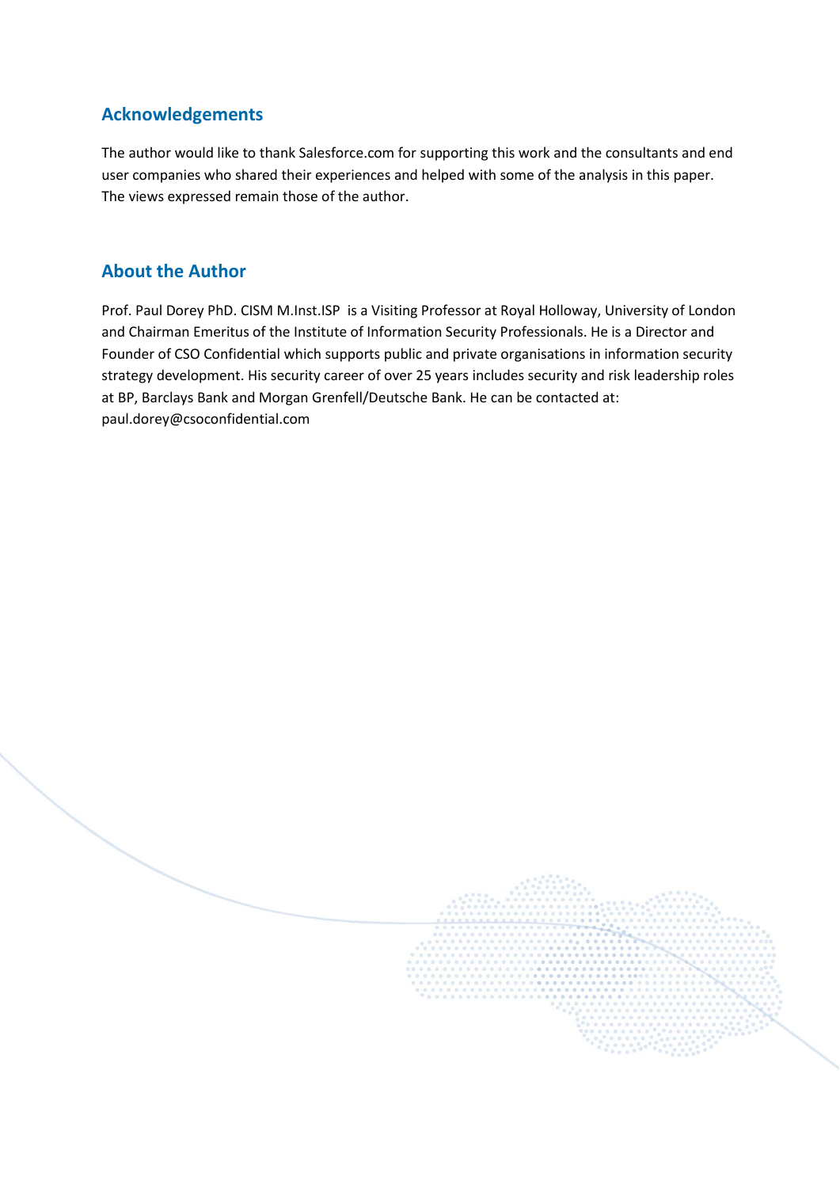## Acknowledgements

The author would like to thank Salesforce.com for supporting this work and the consultants and end user companies who shared their experiences and helped with some of the analysis in this paper. The views expressed remain those of the author.

## About the Author

Prof. Paul Dorey PhD. CISM M.Inst.ISP is a Visiting Professor at Royal Holloway, University of London and Chairman Emeritus of the Institute of Information Security Professionals. He is a Director and Founder of CSO Confidential which supports public and private organisations in information security strategy development. His security career of over 25 years includes security and risk leadership roles at BP, Barclays Bank and Morgan Grenfell/Deutsche Bank. He can be contacted at: paul.dorey@csoconfidential.com